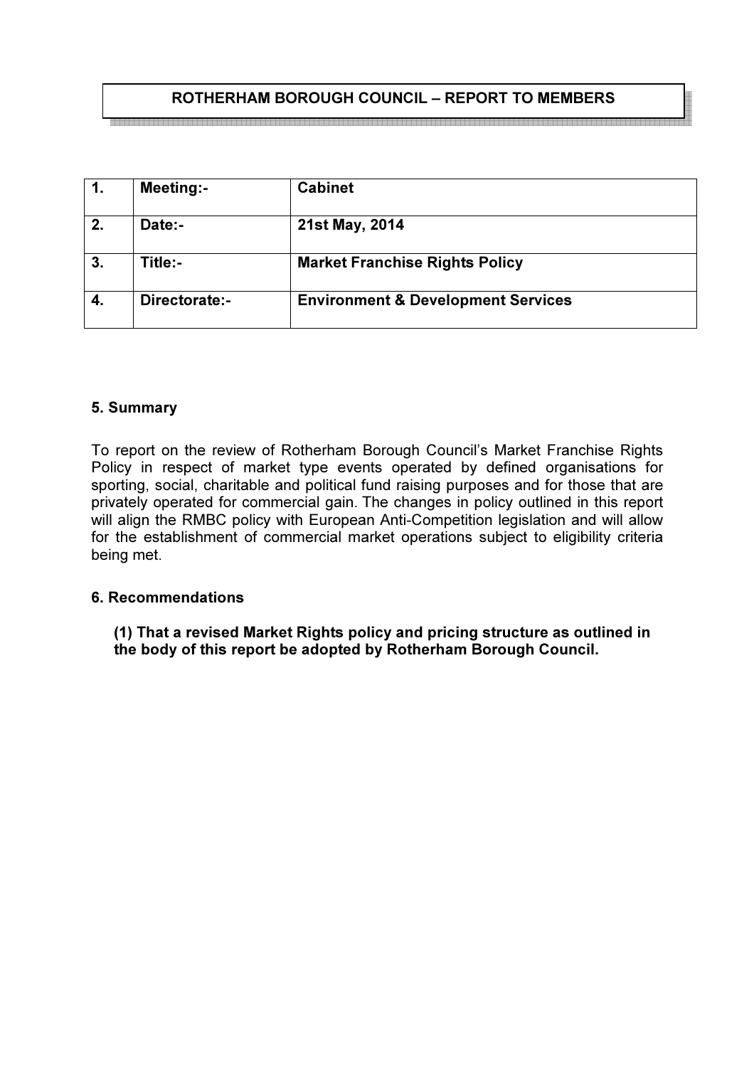# ROTHERHAM BOROUGH COUNCIL – REPORT TO MEMBERS

| 1. | Meeting:- | Cabinet |
|---|---|---|
| 2. | Date:- | 21st May, 2014 |
| 3. | Title:- | Market Franchise Rights Policy |
| 4. | Directorate:- | Environment & Development Services |

## 5. Summary

To report on the review of Rotherham Borough Council's Market Franchise Rights Policy in respect of market type events operated by defined organisations for sporting, social, charitable and political fund raising purposes and for those that are privately operated for commercial gain. The changes in policy outlined in this report will align the RMBC policy with European Anti-Competition legislation and will allow for the establishment of commercial market operations subject to eligibility criteria being met.

## 6. Recommendations

**(1) That a revised Market Rights policy and pricing structure as outlined in the body of this report be adopted by Rotherham Borough Council.**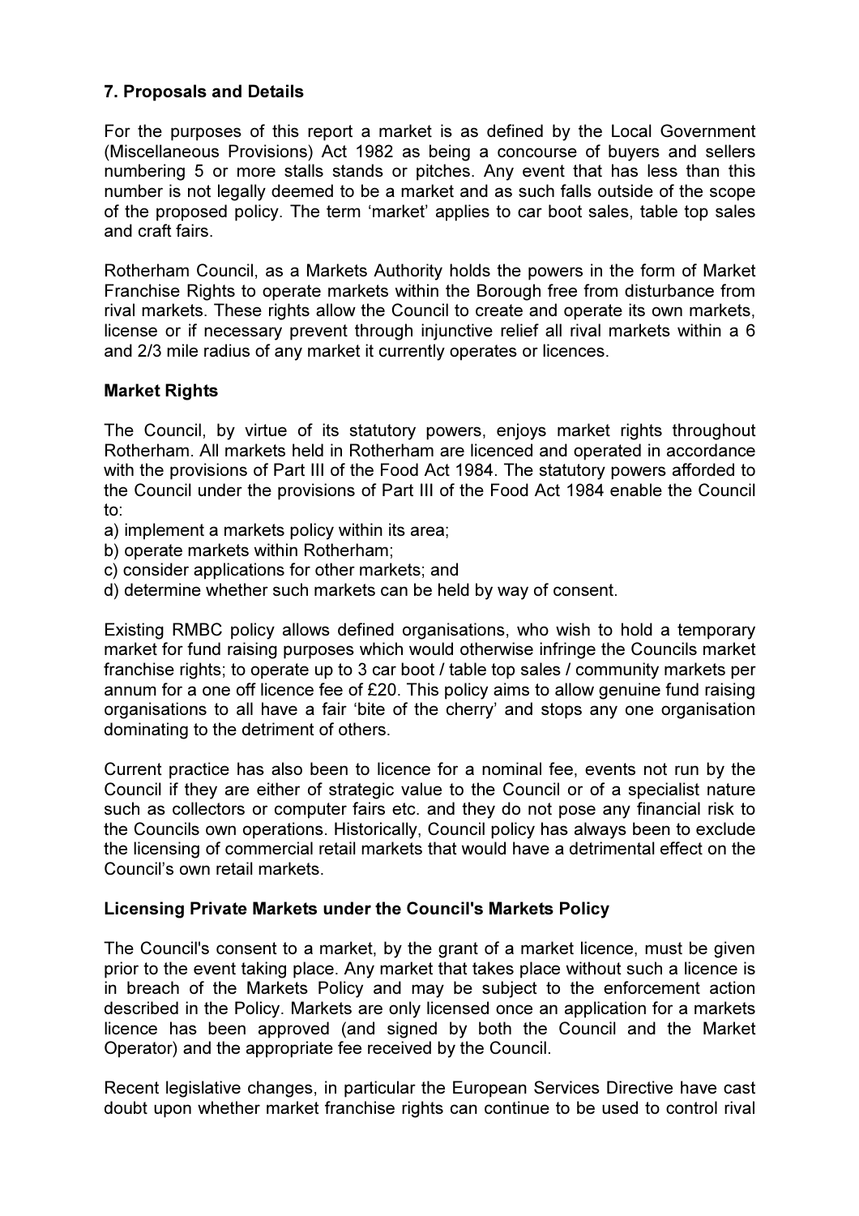## 7. Proposals and Details

For the purposes of this report a market is as defined by the Local Government (Miscellaneous Provisions) Act 1982 as being a concourse of buyers and sellers numbering 5 or more stalls stands or pitches. Any event that has less than this number is not legally deemed to be a market and as such falls outside of the scope of the proposed policy. The term 'market' applies to car boot sales, table top sales and craft fairs.

Rotherham Council, as a Markets Authority holds the powers in the form of Market Franchise Rights to operate markets within the Borough free from disturbance from rival markets. These rights allow the Council to create and operate its own markets, license or if necessary prevent through injunctive relief all rival markets within a 6 and 2/3 mile radius of any market it currently operates or licences.

### Market Rights

The Council, by virtue of its statutory powers, enjoys market rights throughout Rotherham. All markets held in Rotherham are licenced and operated in accordance with the provisions of Part III of the Food Act 1984. The statutory powers afforded to the Council under the provisions of Part III of the Food Act 1984 enable the Council to:

a) implement a markets policy within its area;
b) operate markets within Rotherham;
c) consider applications for other markets; and
d) determine whether such markets can be held by way of consent.

Existing RMBC policy allows defined organisations, who wish to hold a temporary market for fund raising purposes which would otherwise infringe the Councils market franchise rights; to operate up to 3 car boot / table top sales / community markets per annum for a one off licence fee of £20. This policy aims to allow genuine fund raising organisations to all have a fair 'bite of the cherry' and stops any one organisation dominating to the detriment of others.

Current practice has also been to licence for a nominal fee, events not run by the Council if they are either of strategic value to the Council or of a specialist nature such as collectors or computer fairs etc. and they do not pose any financial risk to the Councils own operations. Historically, Council policy has always been to exclude the licensing of commercial retail markets that would have a detrimental effect on the Council's own retail markets.

### Licensing Private Markets under the Council's Markets Policy

The Council's consent to a market, by the grant of a market licence, must be given prior to the event taking place. Any market that takes place without such a licence is in breach of the Markets Policy and may be subject to the enforcement action described in the Policy. Markets are only licensed once an application for a markets licence has been approved (and signed by both the Council and the Market Operator) and the appropriate fee received by the Council.

Recent legislative changes, in particular the European Services Directive have cast doubt upon whether market franchise rights can continue to be used to control rival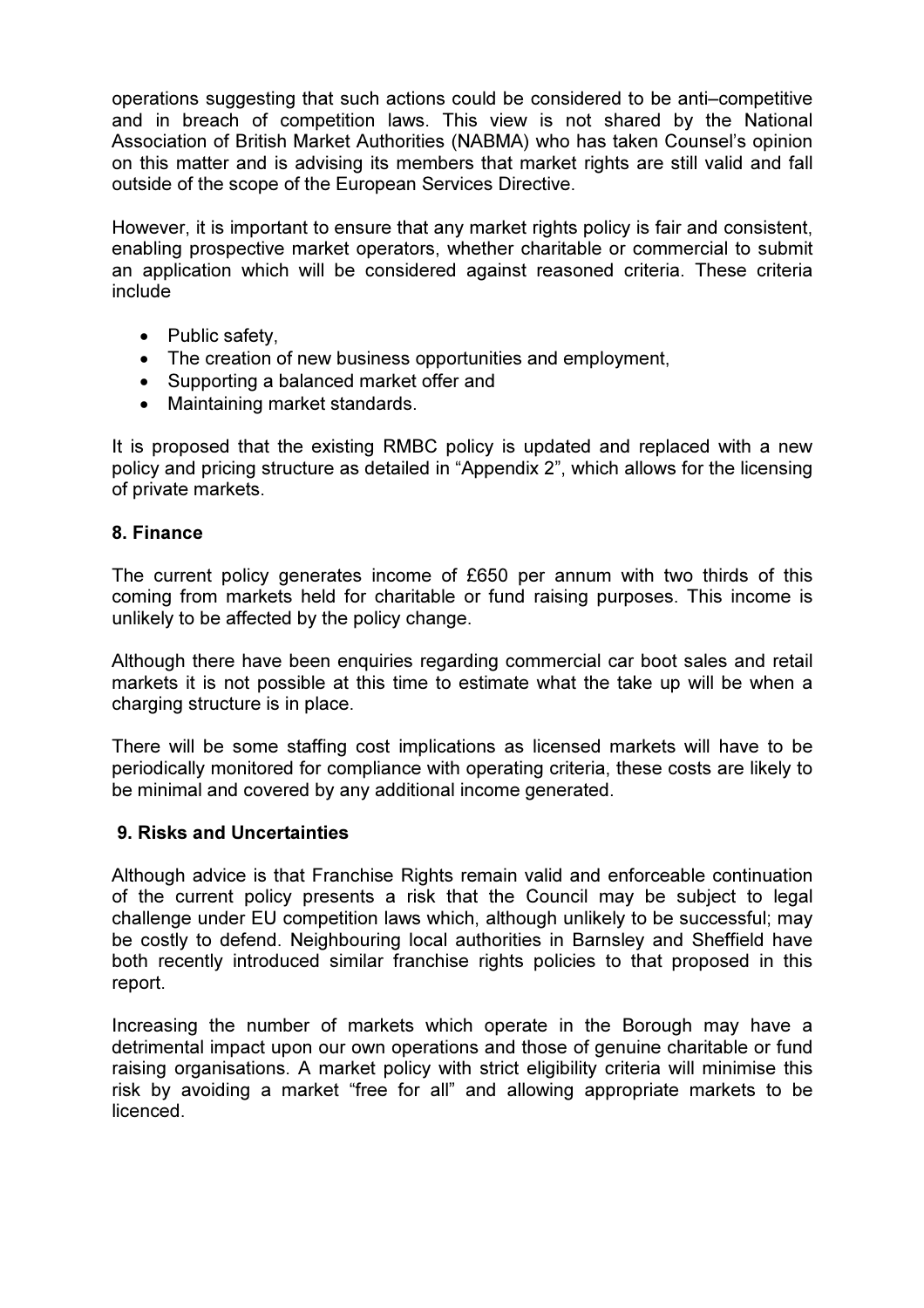operations suggesting that such actions could be considered to be anti–competitive and in breach of competition laws. This view is not shared by the National Association of British Market Authorities (NABMA) who has taken Counsel's opinion on this matter and is advising its members that market rights are still valid and fall outside of the scope of the European Services Directive.

However, it is important to ensure that any market rights policy is fair and consistent, enabling prospective market operators, whether charitable or commercial to submit an application which will be considered against reasoned criteria. These criteria include

- Public safety,
- The creation of new business opportunities and employment,
- Supporting a balanced market offer and
- Maintaining market standards.

It is proposed that the existing RMBC policy is updated and replaced with a new policy and pricing structure as detailed in "Appendix 2", which allows for the licensing of private markets.

## 8. Finance

The current policy generates income of £650 per annum with two thirds of this coming from markets held for charitable or fund raising purposes. This income is unlikely to be affected by the policy change.

Although there have been enquiries regarding commercial car boot sales and retail markets it is not possible at this time to estimate what the take up will be when a charging structure is in place.

There will be some staffing cost implications as licensed markets will have to be periodically monitored for compliance with operating criteria, these costs are likely to be minimal and covered by any additional income generated.

## 9. Risks and Uncertainties

Although advice is that Franchise Rights remain valid and enforceable continuation of the current policy presents a risk that the Council may be subject to legal challenge under EU competition laws which, although unlikely to be successful; may be costly to defend. Neighbouring local authorities in Barnsley and Sheffield have both recently introduced similar franchise rights policies to that proposed in this report.

Increasing the number of markets which operate in the Borough may have a detrimental impact upon our own operations and those of genuine charitable or fund raising organisations. A market policy with strict eligibility criteria will minimise this risk by avoiding a market "free for all" and allowing appropriate markets to be licenced.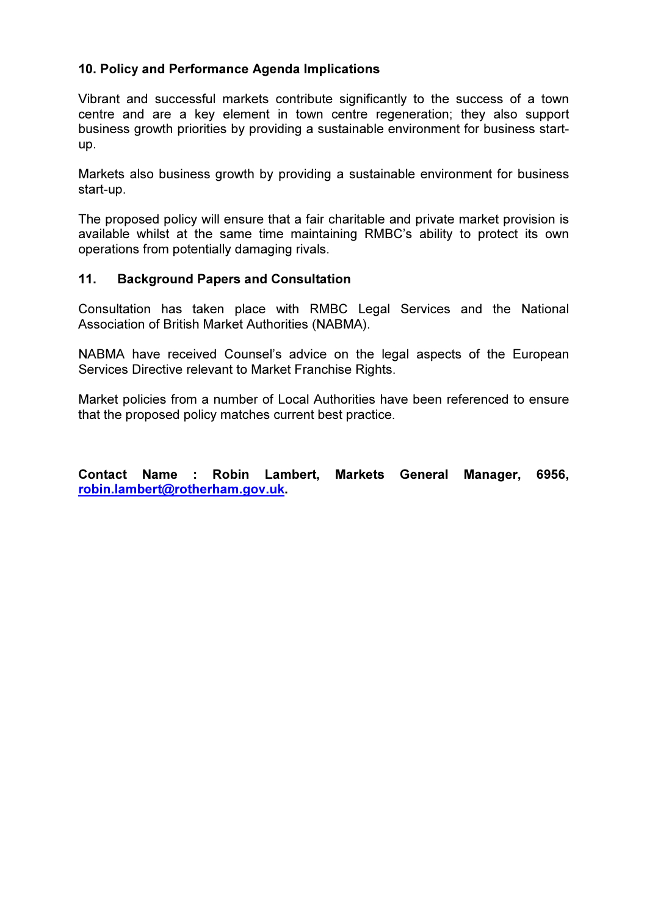## 10. Policy and Performance Agenda Implications

Vibrant and successful markets contribute significantly to the success of a town centre and are a key element in town centre regeneration; they also support business growth priorities by providing a sustainable environment for business start-up.

Markets also business growth by providing a sustainable environment for business start-up.

The proposed policy will ensure that a fair charitable and private market provision is available whilst at the same time maintaining RMBC's ability to protect its own operations from potentially damaging rivals.

## 11. Background Papers and Consultation

Consultation has taken place with RMBC Legal Services and the National Association of British Market Authorities (NABMA).

NABMA have received Counsel's advice on the legal aspects of the European Services Directive relevant to Market Franchise Rights.

Market policies from a number of Local Authorities have been referenced to ensure that the proposed policy matches current best practice.

**Contact Name : Robin Lambert, Markets General Manager, 6956, robin.lambert@rotherham.gov.uk.**